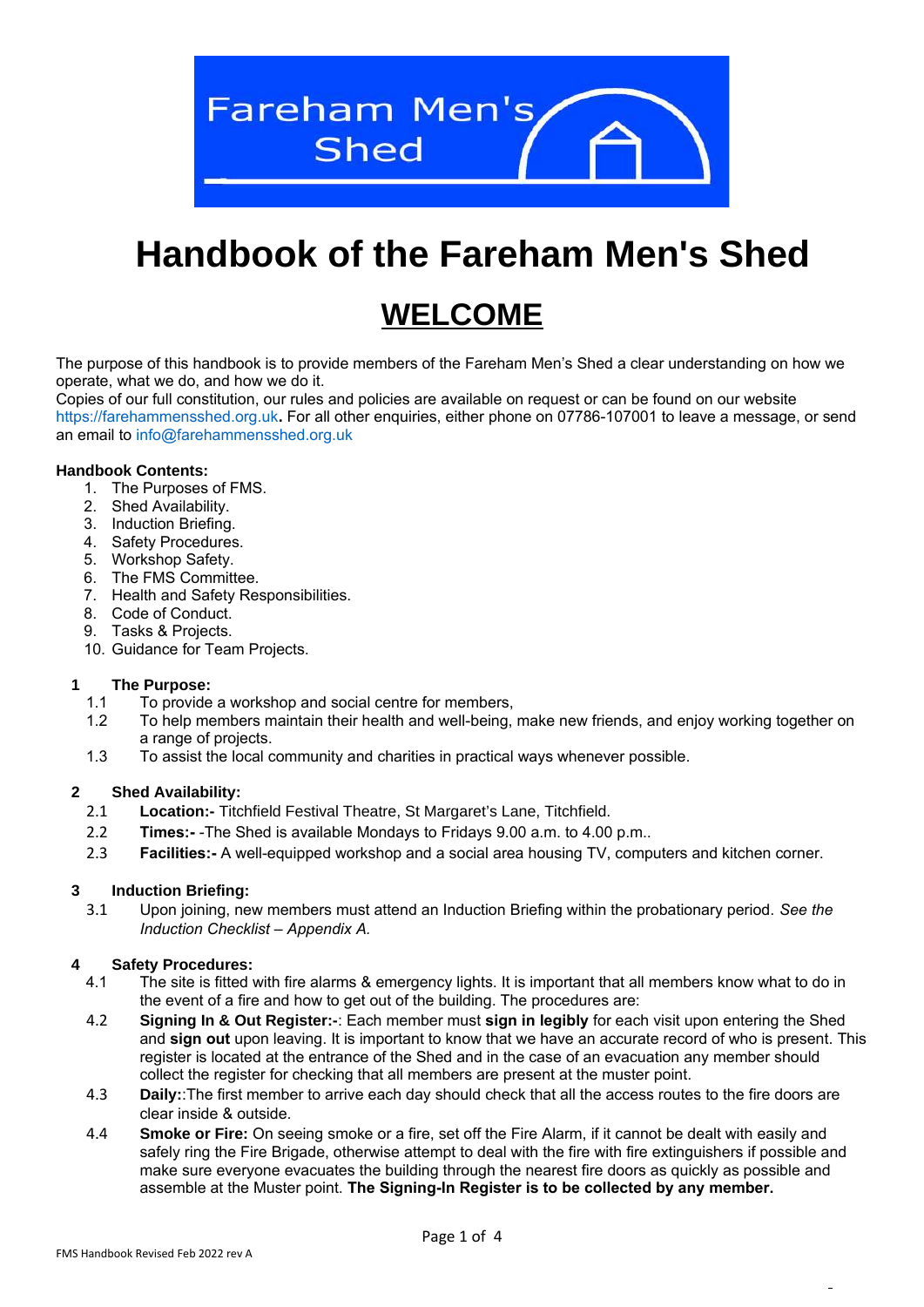# Handbook of the Fareham Men's Shed

## WELCOME

The purpose of this handbook is to provide members of the Fareham Men's Shed a clear understanding on how we operate, what we do, and how we do it.
Copies of our full constitution, our rules and policies are available on request or can be found on our website https://farehammensshed.org.uk**.** For all other enquiries, either phone on 07786-107001 to leave a message, or send an email to info@farehammensshed.org.uk

**Handbook Contents:**

1. The Purposes of FMS.
2. Shed Availability.
3. Induction Briefing.
4. Safety Procedures.
5. Workshop Safety.
6. The FMS Committee.
7. Health and Safety Responsibilities.
8. Code of Conduct.
9. Tasks & Projects.
10. Guidance for Team Projects.

### 1 The Purpose:

1.1 To provide a workshop and social centre for members,

1.2 To help members maintain their health and well-being, make new friends, and enjoy working together on a range of projects.

1.3 To assist the local community and charities in practical ways whenever possible.

### 2 Shed Availability:

2.1 **Location:-** Titchfield Festival Theatre, St Margaret's Lane, Titchfield.

2.2 **Times:-** -The Shed is available Mondays to Fridays 9.00 a.m. to 4.00 p.m..

2.3 **Facilities:-** A well-equipped workshop and a social area housing TV, computers and kitchen corner.

### 3 Induction Briefing:

3.1 Upon joining, new members must attend an Induction Briefing within the probationary period. *See the Induction Checklist – Appendix A.*

### 4 Safety Procedures:

4.1 The site is fitted with fire alarms & emergency lights. It is important that all members know what to do in the event of a fire and how to get out of the building. The procedures are:

4.2 **Signing In & Out Register:-**: Each member must **sign in legibly** for each visit upon entering the Shed and **sign out** upon leaving. It is important to know that we have an accurate record of who is present. This register is located at the entrance of the Shed and in the case of an evacuation any member should collect the register for checking that all members are present at the muster point.

4.3 **Daily:**:The first member to arrive each day should check that all the access routes to the fire doors are clear inside & outside.

4.4 **Smoke or Fire:** On seeing smoke or a fire, set off the Fire Alarm, if it cannot be dealt with easily and safely ring the Fire Brigade, otherwise attempt to deal with the fire with fire extinguishers if possible and make sure everyone evacuates the building through the nearest fire doors as quickly as possible and assemble at the Muster point. **The Signing-In Register is to be collected by any member.**

FMS Handbook Revised Feb 2022 rev A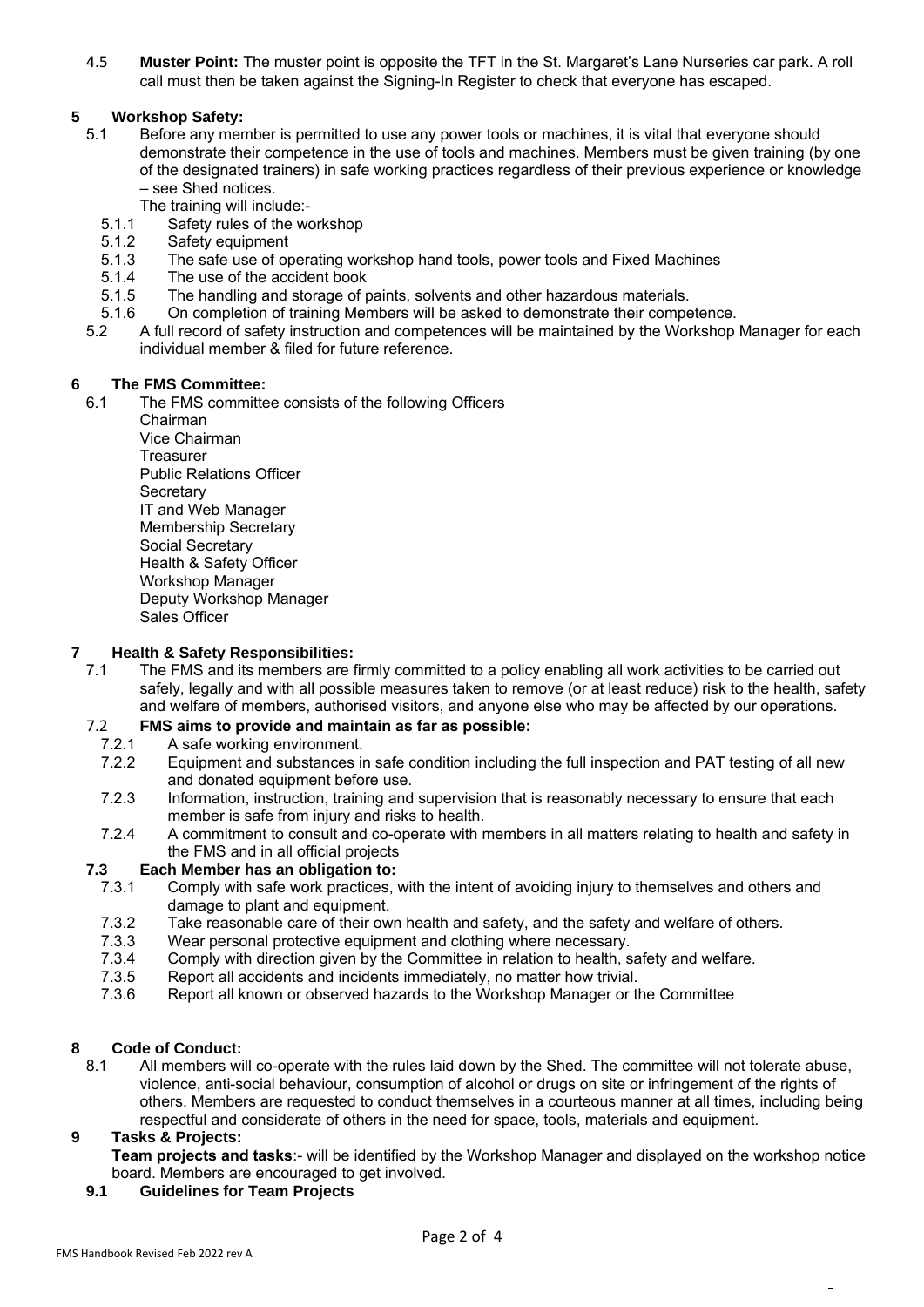4.5 **Muster Point:** The muster point is opposite the TFT in the St. Margaret's Lane Nurseries car park. A roll call must then be taken against the Signing-In Register to check that everyone has escaped.

## 5 Workshop Safety:

5.1 Before any member is permitted to use any power tools or machines, it is vital that everyone should demonstrate their competence in the use of tools and machines. Members must be given training (by one of the designated trainers) in safe working practices regardless of their previous experience or knowledge – see Shed notices.

The training will include:-

- 5.1.1 Safety rules of the workshop
- 5.1.2 Safety equipment
- 5.1.3 The safe use of operating workshop hand tools, power tools and Fixed Machines
- 5.1.4 The use of the accident book
- 5.1.5 The handling and storage of paints, solvents and other hazardous materials.
- 5.1.6 On completion of training Members will be asked to demonstrate their competence.

5.2 A full record of safety instruction and competences will be maintained by the Workshop Manager for each individual member & filed for future reference.

## 6 The FMS Committee:

6.1 The FMS committee consists of the following Officers

- Chairman
- Vice Chairman
- Treasurer
- Public Relations Officer
- Secretary
- IT and Web Manager
- Membership Secretary
- Social Secretary
- Health & Safety Officer
- Workshop Manager
- Deputy Workshop Manager
- Sales Officer

## 7 Health & Safety Responsibilities:

7.1 The FMS and its members are firmly committed to a policy enabling all work activities to be carried out safely, legally and with all possible measures taken to remove (or at least reduce) risk to the health, safety and welfare of members, authorised visitors, and anyone else who may be affected by our operations.

### 7.2 FMS aims to provide and maintain as far as possible:

- 7.2.1 A safe working environment.
- 7.2.2 Equipment and substances in safe condition including the full inspection and PAT testing of all new and donated equipment before use.
- 7.2.3 Information, instruction, training and supervision that is reasonably necessary to ensure that each member is safe from injury and risks to health.
- 7.2.4 A commitment to consult and co-operate with members in all matters relating to health and safety in the FMS and in all official projects

### 7.3 Each Member has an obligation to:

- 7.3.1 Comply with safe work practices, with the intent of avoiding injury to themselves and others and damage to plant and equipment.
- 7.3.2 Take reasonable care of their own health and safety, and the safety and welfare of others.
- 7.3.3 Wear personal protective equipment and clothing where necessary.
- 7.3.4 Comply with direction given by the Committee in relation to health, safety and welfare.
- 7.3.5 Report all accidents and incidents immediately, no matter how trivial.
- 7.3.6 Report all known or observed hazards to the Workshop Manager or the Committee

## 8 Code of Conduct:

8.1 All members will co-operate with the rules laid down by the Shed. The committee will not tolerate abuse, violence, anti-social behaviour, consumption of alcohol or drugs on site or infringement of the rights of others. Members are requested to conduct themselves in a courteous manner at all times, including being respectful and considerate of others in the need for space, tools, materials and equipment.

## 9 Tasks & Projects:

**Team projects and tasks**:- will be identified by the Workshop Manager and displayed on the workshop notice board. Members are encouraged to get involved.

### 9.1 Guidelines for Team Projects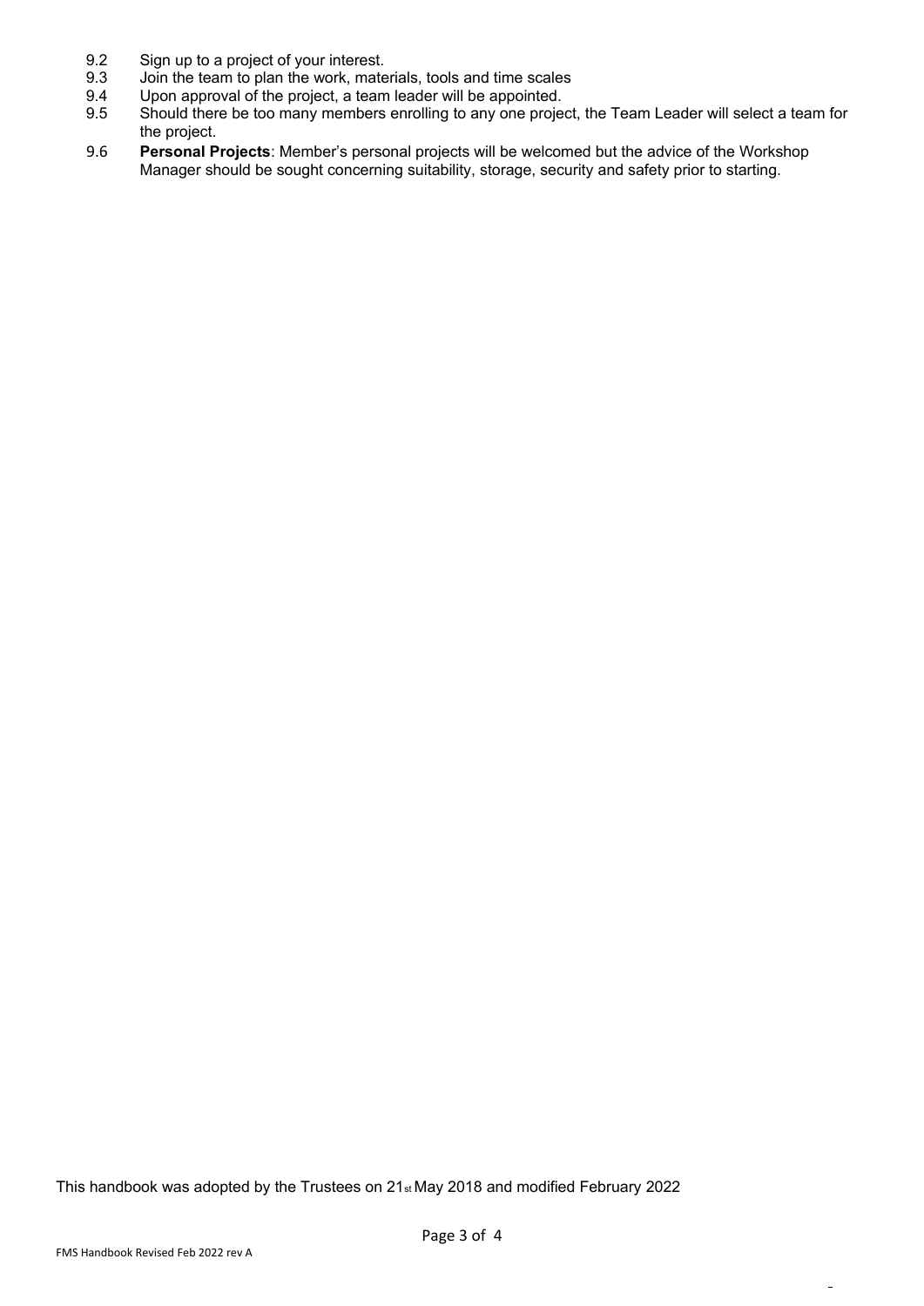9.2 Sign up to a project of your interest.

9.3 Join the team to plan the work, materials, tools and time scales

9.4 Upon approval of the project, a team leader will be appointed.

9.5 Should there be too many members enrolling to any one project, the Team Leader will select a team for the project.

9.6 **Personal Projects**: Member's personal projects will be welcomed but the advice of the Workshop Manager should be sought concerning suitability, storage, security and safety prior to starting.

This handbook was adopted by the Trustees on 21st May 2018 and modified February 2022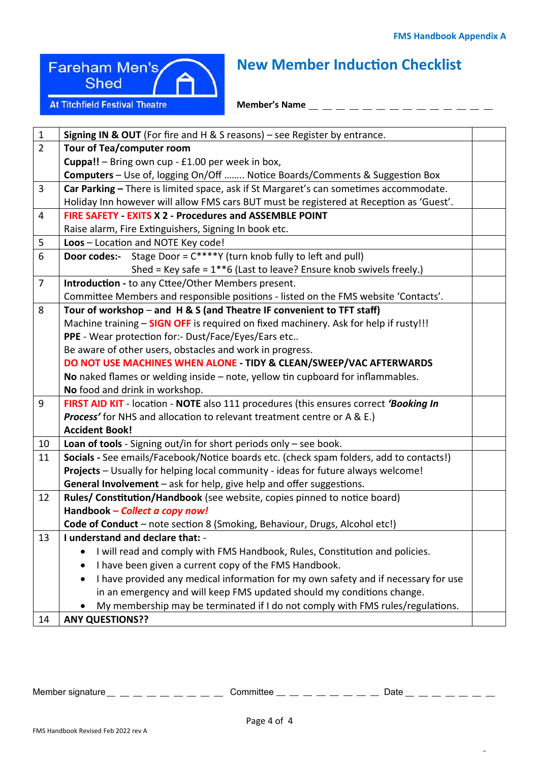FMS Handbook Appendix A

Fareham Men's Shed
At Titchfield Festival Theatre

# New Member Induction Checklist

**Member's Name** _ _ _ _ _ _ _ _ _ _ _ _ _ _ _

| | | |
|---|---|---|
| 1 | **Signing IN & OUT** (For fire and H & S reasons) – see Register by entrance. | |
| 2 | **Tour of Tea/computer room**<br>**Cuppa!!** – Bring own cup - £1.00 per week in box,<br>**Computers** – Use of, logging On/Off …….. Notice Boards/Comments & Suggestion Box | |
| 3 | **Car Parking –** There is limited space, ask if St Margaret's can sometimes accommodate.<br>Holiday Inn however will allow FMS cars BUT must be registered at Reception as 'Guest'. | |
| 4 | **FIRE SAFETY - EXITS X 2 - Procedures and ASSEMBLE POINT**<br>Raise alarm, Fire Extinguishers, Signing In book etc. | |
| 5 | **Loos** – Location and NOTE Key code! | |
| 6 | **Door codes:-** Stage Door = C****Y (turn knob fully to left and pull)<br>Shed = Key safe = 1**6 (Last to leave? Ensure knob swivels freely.) | |
| 7 | **Introduction -** to any Cttee/Other Members present.<br>Committee Members and responsible positions - listed on the FMS website 'Contacts'. | |
| 8 | **Tour of workshop** – **and H & S (and Theatre IF convenient to TFT staff)**<br>Machine training – **SIGN OFF** is required on fixed machinery. Ask for help if rusty!!!<br>**PPE** - Wear protection for:- Dust/Face/Eyes/Ears etc..<br>Be aware of other users, obstacles and work in progress.<br>**DO NOT USE MACHINES WHEN ALONE - TIDY & CLEAN/SWEEP/VAC AFTERWARDS**<br>**No** naked flames or welding inside – note, yellow tin cupboard for inflammables.<br>**No** food and drink in workshop. | |
| 9 | **FIRST AID KIT** - location - **NOTE** also 111 procedures (this ensures correct ***'Booking In Process'*** for NHS and allocation to relevant treatment centre or A & E.)<br>**Accident Book!** | |
| 10 | **Loan of tools** - Signing out/in for short periods only – see book. | |
| 11 | **Socials -** See emails/Facebook/Notice boards etc. (check spam folders, add to contacts!)<br>**Projects** – Usually for helping local community - ideas for future always welcome!<br>**General Involvement** – ask for help, give help and offer suggestions. | |
| 12 | **Rules/ Constitution/Handbook** (see website, copies pinned to notice board)<br>**Handbook** ***– Collect a copy now!***<br>**Code of Conduct** – note section 8 (Smoking, Behaviour, Drugs, Alcohol etc!) | |
| 13 | **I understand and declare that: -**<br>• I will read and comply with FMS Handbook, Rules, Constitution and policies.<br>• I have been given a current copy of the FMS Handbook.<br>• I have provided any medical information for my own safety and if necessary for use in an emergency and will keep FMS updated should my conditions change.<br>• My membership may be terminated if I do not comply with FMS rules/regulations. | |
| 14 | **ANY QUESTIONS??** | |

Member signature _ _ _ _ _ _ _ _ _ Committee _ _ _ _ _ _ _ _ Date _ _ _ _ _ _ _

FMS Handbook Revised Feb 2022 rev A